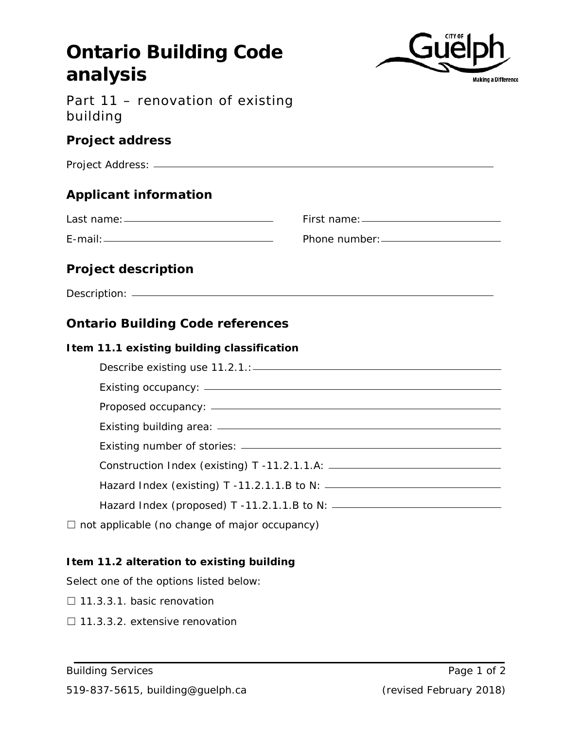# Ontario Building Code analysis

Part 11 – renovation of existing building

## Project address

Project Address: \_\_\_\_\_\_\_\_\_\_\_\_\_\_\_\_\_\_\_\_\_\_\_\_\_\_\_\_\_\_\_\_\_\_\_\_\_\_\_\_

## Applicant information

Last name: \_\_\_\_\_\_\_\_\_\_\_\_\_\_\_\_\_\_\_\_ First name: \_\_\_\_\_\_\_\_\_\_\_\_\_\_\_\_\_\_\_\_

E-mail: \_\_\_\_\_\_\_\_\_\_\_\_\_\_\_\_\_\_\_\_ Phone number: \_\_\_\_\_\_\_\_\_\_\_\_\_\_\_\_\_\_\_\_

## Project description

Description: \_\_\_\_\_\_\_\_\_\_\_\_\_\_\_\_\_\_\_\_\_\_\_\_\_\_\_\_\_\_\_\_\_\_\_\_\_\_\_\_

## Ontario Building Code references

### Item 11.1 existing building classification

Describe existing use 11.2.1.: \_\_\_\_\_\_\_\_\_\_\_\_\_\_\_\_\_\_\_\_

Existing occupancy: \_\_\_\_\_\_\_\_\_\_\_\_\_\_\_\_\_\_\_\_

Proposed occupancy: \_\_\_\_\_\_\_\_\_\_\_\_\_\_\_\_\_\_\_\_

Existing building area: \_\_\_\_\_\_\_\_\_\_\_\_\_\_\_\_\_\_\_\_

Existing number of stories: \_\_\_\_\_\_\_\_\_\_\_\_\_\_\_\_\_\_\_\_

Construction Index (existing) T -11.2.1.1.A: \_\_\_\_\_\_\_\_\_\_\_\_\_\_\_\_\_\_\_\_

Hazard Index (existing) T -11.2.1.1.B to N: \_\_\_\_\_\_\_\_\_\_\_\_\_\_\_\_\_\_\_\_

Hazard Index (proposed) T -11.2.1.1.B to N: \_\_\_\_\_\_\_\_\_\_\_\_\_\_\_\_\_\_\_\_

☐ not applicable (no change of major occupancy)

### Item 11.2 alteration to existing building

Select one of the options listed below:

☐ 11.3.3.1. basic renovation

☐ 11.3.3.2. extensive renovation

Building Services

519-837-5615, building@guelph.ca (revised February 2018)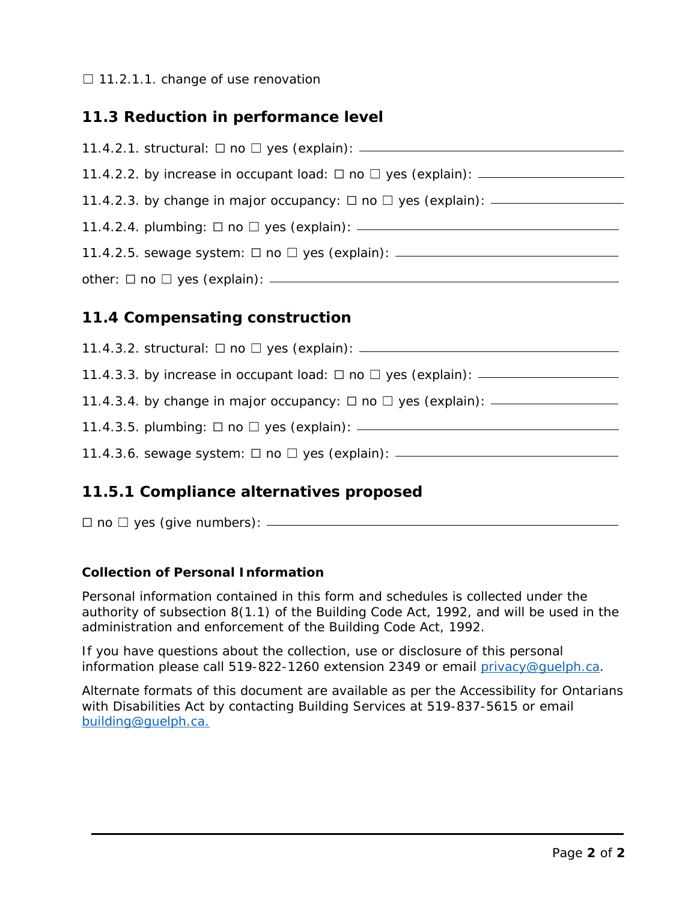☐ 11.2.1.1. change of use renovation

## 11.3 Reduction in performance level

11.4.2.1. structural: ☐ no ☐ yes (explain): \_\_\_\_\_\_\_\_\_\_\_\_\_\_\_\_\_\_\_\_

11.4.2.2. by increase in occupant load: ☐ no ☐ yes (explain): \_\_\_\_\_\_\_\_\_\_\_\_\_\_\_\_\_\_\_\_

11.4.2.3. by change in major occupancy: ☐ no ☐ yes (explain): \_\_\_\_\_\_\_\_\_\_\_\_\_\_\_\_\_\_\_\_

11.4.2.4. plumbing: ☐ no ☐ yes (explain): \_\_\_\_\_\_\_\_\_\_\_\_\_\_\_\_\_\_\_\_

11.4.2.5. sewage system: ☐ no ☐ yes (explain): \_\_\_\_\_\_\_\_\_\_\_\_\_\_\_\_\_\_\_\_

other: ☐ no ☐ yes (explain): \_\_\_\_\_\_\_\_\_\_\_\_\_\_\_\_\_\_\_\_

## 11.4 Compensating construction

11.4.3.2. structural: ☐ no ☐ yes (explain): \_\_\_\_\_\_\_\_\_\_\_\_\_\_\_\_\_\_\_\_

11.4.3.3. by increase in occupant load: ☐ no ☐ yes (explain): \_\_\_\_\_\_\_\_\_\_\_\_\_\_\_\_\_\_\_\_

11.4.3.4. by change in major occupancy: ☐ no ☐ yes (explain): \_\_\_\_\_\_\_\_\_\_\_\_\_\_\_\_\_\_\_\_

11.4.3.5. plumbing: ☐ no ☐ yes (explain): \_\_\_\_\_\_\_\_\_\_\_\_\_\_\_\_\_\_\_\_

11.4.3.6. sewage system: ☐ no ☐ yes (explain): \_\_\_\_\_\_\_\_\_\_\_\_\_\_\_\_\_\_\_\_

## 11.5.1 Compliance alternatives proposed

☐ no ☐ yes (give numbers): \_\_\_\_\_\_\_\_\_\_\_\_\_\_\_\_\_\_\_\_

#### Collection of Personal Information

Personal information contained in this form and schedules is collected under the authority of subsection 8(1.1) of the Building Code Act, 1992, and will be used in the administration and enforcement of the Building Code Act, 1992.

If you have questions about the collection, use or disclosure of this personal information please call 519-822-1260 extension 2349 or email privacy@guelph.ca.

Alternate formats of this document are available as per the Accessibility for Ontarians with Disabilities Act by contacting Building Services at 519-837-5615 or email building@guelph.ca.